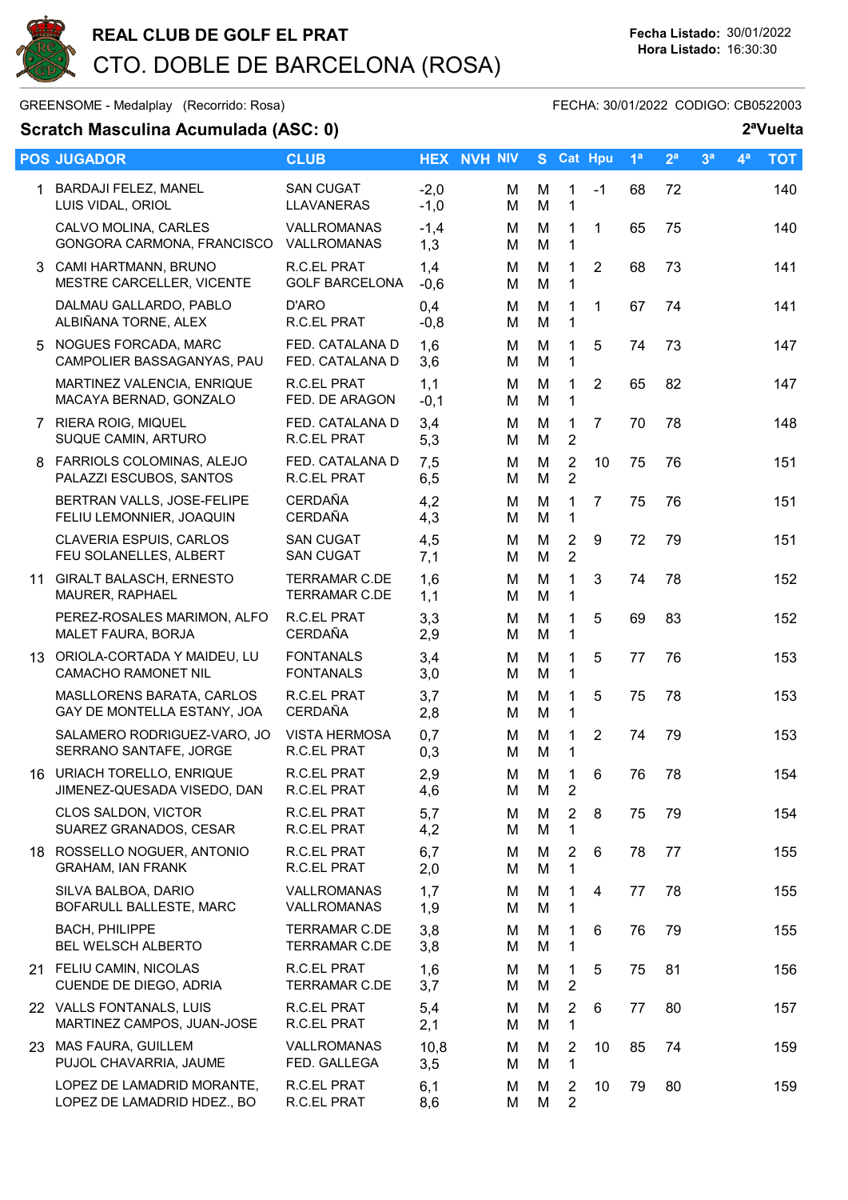# REAL CLUB DE GOLF EL PRAT

## CTO. DOBLE DE BARCELONA (ROSA)

**Fecha Listado:** 30/01/2022
**Hora Listado:** 16:30:30

GREENSOME - Medalplay (Recorrido: Rosa) FECHA: 30/01/2022 CODIGO: CB0522003

### Scratch Masculina Acumulada (ASC: 0)

**2ªVuelta**

| POS | JUGADOR | CLUB | HEX | NVH | NIV | S | Cat | Hpu | 1ª | 2ª | 3ª | 4ª | TOT |
|---|---|---|---|---|---|---|---|---|---|---|---|---|---|
| 1 | BARDAJI FELEZ, MANEL<br>LUIS VIDAL, ORIOL | SAN CUGAT<br>LLAVANERAS | -2,0<br>-1,0 | | M<br>M | M<br>M | 1<br>1 | -1 | 68 | 72 | | | 140 |
| | CALVO MOLINA, CARLES<br>GONGORA CARMONA, FRANCISCO | VALLROMANAS<br>VALLROMANAS | -1,4<br>1,3 | | M<br>M | M<br>M | 1<br>1 | 1 | 65 | 75 | | | 140 |
| 3 | CAMI HARTMANN, BRUNO<br>MESTRE CARCELLER, VICENTE | R.C.EL PRAT<br>GOLF BARCELONA | 1,4<br>-0,6 | | M<br>M | M<br>M | 1<br>1 | 2 | 68 | 73 | | | 141 |
| | DALMAU GALLARDO, PABLO<br>ALBIÑANA TORNE, ALEX | D'ARO<br>R.C.EL PRAT | 0,4<br>-0,8 | | M<br>M | M<br>M | 1<br>1 | 1 | 67 | 74 | | | 141 |
| 5 | NOGUES FORCADA, MARC<br>CAMPOLIER BASSAGANYAS, PAU | FED. CATALANA D<br>FED. CATALANA D | 1,6<br>3,6 | | M<br>M | M<br>M | 1<br>1 | 5 | 74 | 73 | | | 147 |
| | MARTINEZ VALENCIA, ENRIQUE<br>MACAYA BERNAD, GONZALO | R.C.EL PRAT<br>FED. DE ARAGON | 1,1<br>-0,1 | | M<br>M | M<br>M | 1<br>1 | 2 | 65 | 82 | | | 147 |
| 7 | RIERA ROIG, MIQUEL<br>SUQUE CAMIN, ARTURO | FED. CATALANA D<br>R.C.EL PRAT | 3,4<br>5,3 | | M<br>M | M<br>M | 1<br>2 | 7 | 70 | 78 | | | 148 |
| 8 | FARRIOLS COLOMINAS, ALEJO<br>PALAZZI ESCUBOS, SANTOS | FED. CATALANA D<br>R.C.EL PRAT | 7,5<br>6,5 | | M<br>M | M<br>M | 2<br>2 | 10 | 75 | 76 | | | 151 |
| | BERTRAN VALLS, JOSE-FELIPE<br>FELIU LEMONNIER, JOAQUIN | CERDAÑA<br>CERDAÑA | 4,2<br>4,3 | | M<br>M | M<br>M | 1<br>1 | 7 | 75 | 76 | | | 151 |
| | CLAVERIA ESPUIS, CARLOS<br>FEU SOLANELLES, ALBERT | SAN CUGAT<br>SAN CUGAT | 4,5<br>7,1 | | M<br>M | M<br>M | 2<br>2 | 9 | 72 | 79 | | | 151 |
| 11 | GIRALT BALASCH, ERNESTO<br>MAURER, RAPHAEL | TERRAMAR C.DE<br>TERRAMAR C.DE | 1,6<br>1,1 | | M<br>M | M<br>M | 1<br>1 | 3 | 74 | 78 | | | 152 |
| | PEREZ-ROSALES MARIMON, ALFO<br>MALET FAURA, BORJA | R.C.EL PRAT<br>CERDAÑA | 3,3<br>2,9 | | M<br>M | M<br>M | 1<br>1 | 5 | 69 | 83 | | | 152 |
| 13 | ORIOLA-CORTADA Y MAIDEU, LU<br>CAMACHO RAMONET NIL | FONTANALS<br>FONTANALS | 3,4<br>3,0 | | M<br>M | M<br>M | 1<br>1 | 5 | 77 | 76 | | | 153 |
| | MASLLORENS BARATA, CARLOS<br>GAY DE MONTELLA ESTANY, JOA | R.C.EL PRAT<br>CERDAÑA | 3,7<br>2,8 | | M<br>M | M<br>M | 1<br>1 | 5 | 75 | 78 | | | 153 |
| | SALAMERO RODRIGUEZ-VARO, JO<br>SERRANO SANTAFE, JORGE | VISTA HERMOSA<br>R.C.EL PRAT | 0,7<br>0,3 | | M<br>M | M<br>M | 1<br>1 | 2 | 74 | 79 | | | 153 |
| 16 | URIACH TORELLO, ENRIQUE<br>JIMENEZ-QUESADA VISEDO, DAN | R.C.EL PRAT<br>R.C.EL PRAT | 2,9<br>4,6 | | M<br>M | M<br>M | 1<br>2 | 6 | 76 | 78 | | | 154 |
| | CLOS SALDON, VICTOR<br>SUAREZ GRANADOS, CESAR | R.C.EL PRAT<br>R.C.EL PRAT | 5,7<br>4,2 | | M<br>M | M<br>M | 2<br>1 | 8 | 75 | 79 | | | 154 |
| 18 | ROSSELLO NOGUER, ANTONIO<br>GRAHAM, IAN FRANK | R.C.EL PRAT<br>R.C.EL PRAT | 6,7<br>2,0 | | M<br>M | M<br>M | 2<br>1 | 6 | 78 | 77 | | | 155 |
| | SILVA BALBOA, DARIO<br>BOFARULL BALLESTE, MARC | VALLROMANAS<br>VALLROMANAS | 1,7<br>1,9 | | M<br>M | M<br>M | 1<br>1 | 4 | 77 | 78 | | | 155 |
| | BACH, PHILIPPE<br>BEL WELSCH ALBERTO | TERRAMAR C.DE<br>TERRAMAR C.DE | 3,8<br>3,8 | | M<br>M | M<br>M | 1<br>1 | 6 | 76 | 79 | | | 155 |
| 21 | FELIU CAMIN, NICOLAS<br>CUENDE DE DIEGO, ADRIA | R.C.EL PRAT<br>TERRAMAR C.DE | 1,6<br>3,7 | | M<br>M | M<br>M | 1<br>2 | 5 | 75 | 81 | | | 156 |
| 22 | VALLS FONTANALS, LUIS<br>MARTINEZ CAMPOS, JUAN-JOSE | R.C.EL PRAT<br>R.C.EL PRAT | 5,4<br>2,1 | | M<br>M | M<br>M | 2<br>1 | 6 | 77 | 80 | | | 157 |
| 23 | MAS FAURA, GUILLEM<br>PUJOL CHAVARRIA, JAUME | VALLROMANAS<br>FED. GALLEGA | 10,8<br>3,5 | | M<br>M | M<br>M | 2<br>1 | 10 | 85 | 74 | | | 159 |
| | LOPEZ DE LAMADRID MORANTE,<br>LOPEZ DE LAMADRID HDEZ., BO | R.C.EL PRAT<br>R.C.EL PRAT | 6,1<br>8,6 | | M<br>M | M<br>M | 2<br>2 | 10 | 79 | 80 | | | 159 |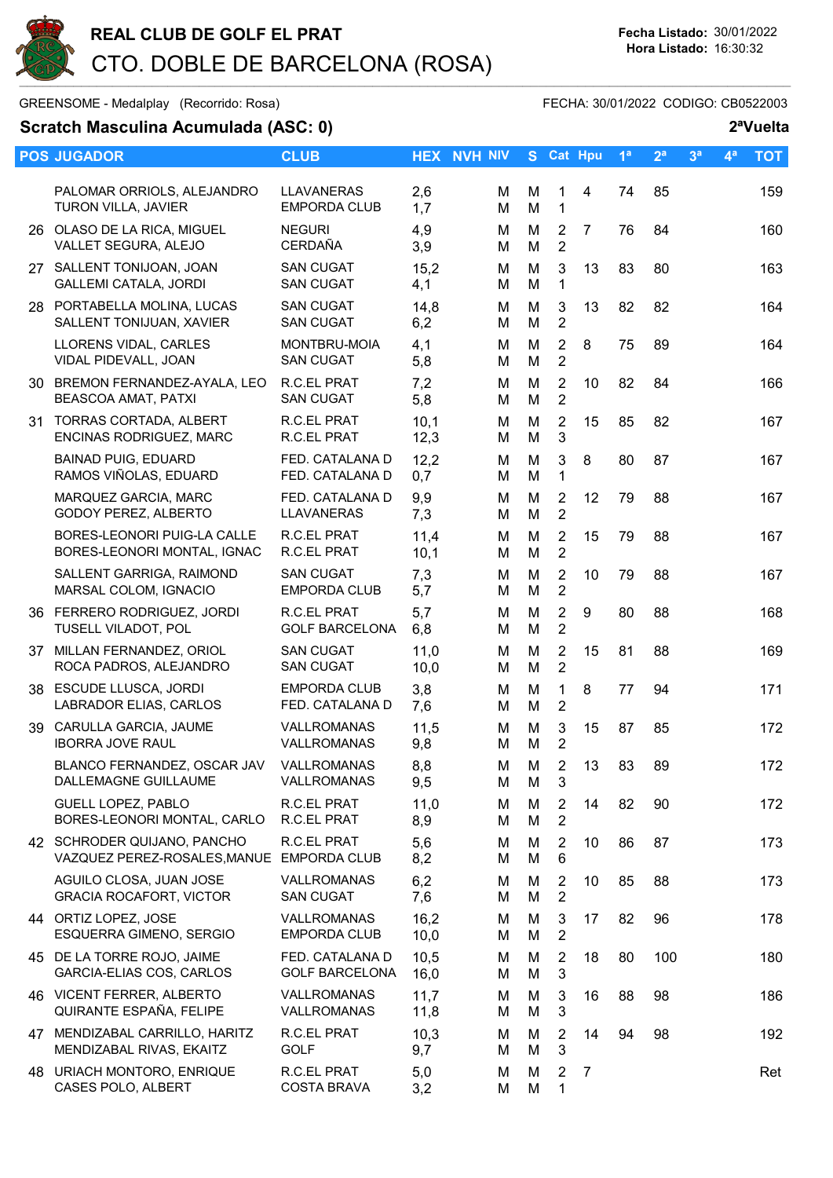# REAL CLUB DE GOLF EL PRAT

## CTO. DOBLE DE BARCELONA (ROSA)

**Fecha Listado:** 30/01/2022
**Hora Listado:** 16:30:32

GREENSOME - Medalplay (Recorrido: Rosa) FECHA: 30/01/2022 CODIGO: CB0522003

**Scratch Masculina Acumulada (ASC: 0)** **2ªVuelta**

| POS | JUGADOR | CLUB | HEX | NVH | NIV | S | Cat | Hpu | 1ª | 2ª | 3ª | 4ª | TOT |
|---|---|---|---|---|---|---|---|---|---|---|---|---|---|
| | PALOMAR ORRIOLS, ALEJANDRO<br>TURON VILLA, JAVIER | LLAVANERAS<br>EMPORDA CLUB | 2,6<br>1,7 | | M<br>M | M<br>M | 1<br>1 | 4 | 74 | 85 | | | 159 |
| 26 | OLASO DE LA RICA, MIGUEL<br>VALLET SEGURA, ALEJO | NEGURI<br>CERDAÑA | 4,9<br>3,9 | | M<br>M | M<br>M | 2<br>2 | 7 | 76 | 84 | | | 160 |
| 27 | SALLENT TONIJOAN, JOAN<br>GALLEMI CATALA, JORDI | SAN CUGAT<br>SAN CUGAT | 15,2<br>4,1 | | M<br>M | M<br>M | 3<br>1 | 13 | 83 | 80 | | | 163 |
| 28 | PORTABELLA MOLINA, LUCAS<br>SALLENT TONIJUAN, XAVIER | SAN CUGAT<br>SAN CUGAT | 14,8<br>6,2 | | M<br>M | M<br>M | 3<br>2 | 13 | 82 | 82 | | | 164 |
| | LLORENS VIDAL, CARLES<br>VIDAL PIDEVALL, JOAN | MONTBRU-MOIA<br>SAN CUGAT | 4,1<br>5,8 | | M<br>M | M<br>M | 2<br>2 | 8 | 75 | 89 | | | 164 |
| 30 | BREMON FERNANDEZ-AYALA, LEO<br>BEASCOA AMAT, PATXI | R.C.EL PRAT<br>SAN CUGAT | 7,2<br>5,8 | | M<br>M | M<br>M | 2<br>2 | 10 | 82 | 84 | | | 166 |
| 31 | TORRAS CORTADA, ALBERT<br>ENCINAS RODRIGUEZ, MARC | R.C.EL PRAT<br>R.C.EL PRAT | 10,1<br>12,3 | | M<br>M | M<br>M | 2<br>3 | 15 | 85 | 82 | | | 167 |
| | BAINAD PUIG, EDUARD<br>RAMOS VIÑOLAS, EDUARD | FED. CATALANA D<br>FED. CATALANA D | 12,2<br>0,7 | | M<br>M | M<br>M | 3<br>1 | 8 | 80 | 87 | | | 167 |
| | MARQUEZ GARCIA, MARC<br>GODOY PEREZ, ALBERTO | FED. CATALANA D<br>LLAVANERAS | 9,9<br>7,3 | | M<br>M | M<br>M | 2<br>2 | 12 | 79 | 88 | | | 167 |
| | BORES-LEONORI PUIG-LA CALLE<br>BORES-LEONORI MONTAL, IGNAC | R.C.EL PRAT<br>R.C.EL PRAT | 11,4<br>10,1 | | M<br>M | M<br>M | 2<br>2 | 15 | 79 | 88 | | | 167 |
| | SALLENT GARRIGA, RAIMOND<br>MARSAL COLOM, IGNACIO | SAN CUGAT<br>EMPORDA CLUB | 7,3<br>5,7 | | M<br>M | M<br>M | 2<br>2 | 10 | 79 | 88 | | | 167 |
| 36 | FERRERO RODRIGUEZ, JORDI<br>TUSELL VILADOT, POL | R.C.EL PRAT<br>GOLF BARCELONA | 5,7<br>6,8 | | M<br>M | M<br>M | 2<br>2 | 9 | 80 | 88 | | | 168 |
| 37 | MILLAN FERNANDEZ, ORIOL<br>ROCA PADROS, ALEJANDRO | SAN CUGAT<br>SAN CUGAT | 11,0<br>10,0 | | M<br>M | M<br>M | 2<br>2 | 15 | 81 | 88 | | | 169 |
| 38 | ESCUDE LLUSCA, JORDI<br>LABRADOR ELIAS, CARLOS | EMPORDA CLUB<br>FED. CATALANA D | 3,8<br>7,6 | | M<br>M | M<br>M | 1<br>2 | 8 | 77 | 94 | | | 171 |
| 39 | CARULLA GARCIA, JAUME<br>IBORRA JOVE RAUL | VALLROMANAS<br>VALLROMANAS | 11,5<br>9,8 | | M<br>M | M<br>M | 3<br>2 | 15 | 87 | 85 | | | 172 |
| | BLANCO FERNANDEZ, OSCAR JAV<br>DALLEMAGNE GUILLAUME | VALLROMANAS<br>VALLROMANAS | 8,8<br>9,5 | | M<br>M | M<br>M | 2<br>3 | 13 | 83 | 89 | | | 172 |
| | GUELL LOPEZ, PABLO<br>BORES-LEONORI MONTAL, CARLO | R.C.EL PRAT<br>R.C.EL PRAT | 11,0<br>8,9 | | M<br>M | M<br>M | 2<br>2 | 14 | 82 | 90 | | | 172 |
| 42 | SCHRODER QUIJANO, PANCHO<br>VAZQUEZ PEREZ-ROSALES,MANUE | R.C.EL PRAT<br>EMPORDA CLUB | 5,6<br>8,2 | | M<br>M | M<br>M | 2<br>6 | 10 | 86 | 87 | | | 173 |
| | AGUILO CLOSA, JUAN JOSE<br>GRACIA ROCAFORT, VICTOR | VALLROMANAS<br>SAN CUGAT | 6,2<br>7,6 | | M<br>M | M<br>M | 2<br>2 | 10 | 85 | 88 | | | 173 |
| 44 | ORTIZ LOPEZ, JOSE<br>ESQUERRA GIMENO, SERGIO | VALLROMANAS<br>EMPORDA CLUB | 16,2<br>10,0 | | M<br>M | M<br>M | 3<br>2 | 17 | 82 | 96 | | | 178 |
| 45 | DE LA TORRE ROJO, JAIME<br>GARCIA-ELIAS COS, CARLOS | FED. CATALANA D<br>GOLF BARCELONA | 10,5<br>16,0 | | M<br>M | M<br>M | 2<br>3 | 18 | 80 | 100 | | | 180 |
| 46 | VICENT FERRER, ALBERTO<br>QUIRANTE ESPAÑA, FELIPE | VALLROMANAS<br>VALLROMANAS | 11,7<br>11,8 | | M<br>M | M<br>M | 3<br>3 | 16 | 88 | 98 | | | 186 |
| 47 | MENDIZABAL CARRILLO, HARITZ<br>MENDIZABAL RIVAS, EKAITZ | R.C.EL PRAT<br>GOLF | 10,3<br>9,7 | | M<br>M | M<br>M | 2<br>3 | 14 | 94 | 98 | | | 192 |
| 48 | URIACH MONTORO, ENRIQUE<br>CASES POLO, ALBERT | R.C.EL PRAT<br>COSTA BRAVA | 5,0<br>3,2 | | M<br>M | M<br>M | 2<br>1 | 7 | | | | | Ret |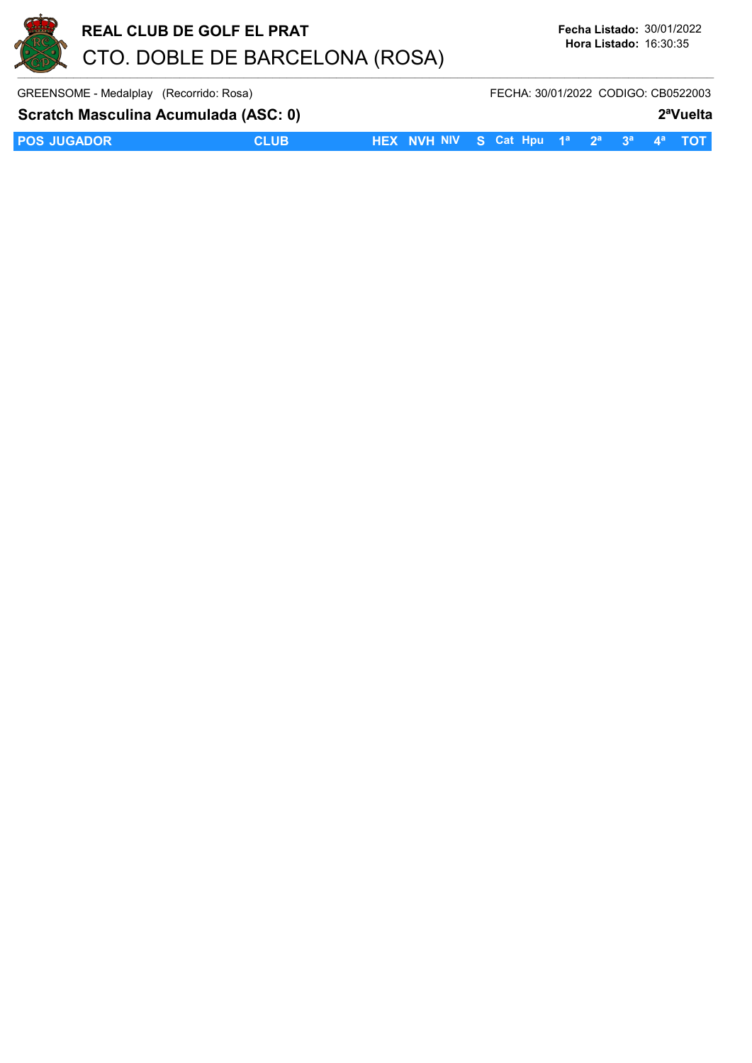# REAL CLUB DE GOLF EL PRAT

## CTO. DOBLE DE BARCELONA (ROSA)

**Fecha Listado:** 30/01/2022
**Hora Listado:** 16:30:35

GREENSOME - Medalplay (Recorrido: Rosa)

FECHA: 30/01/2022 CODIGO: CB0522003

**Scratch Masculina Acumulada (ASC: 0)**

**2ªVuelta**

| POS | JUGADOR | CLUB | HEX | NVH | NIV | S | Cat | Hpu | 1ª | 2ª | 3ª | 4ª | TOT |
|---|---|---|---|---|---|---|---|---|---|---|---|---|---|